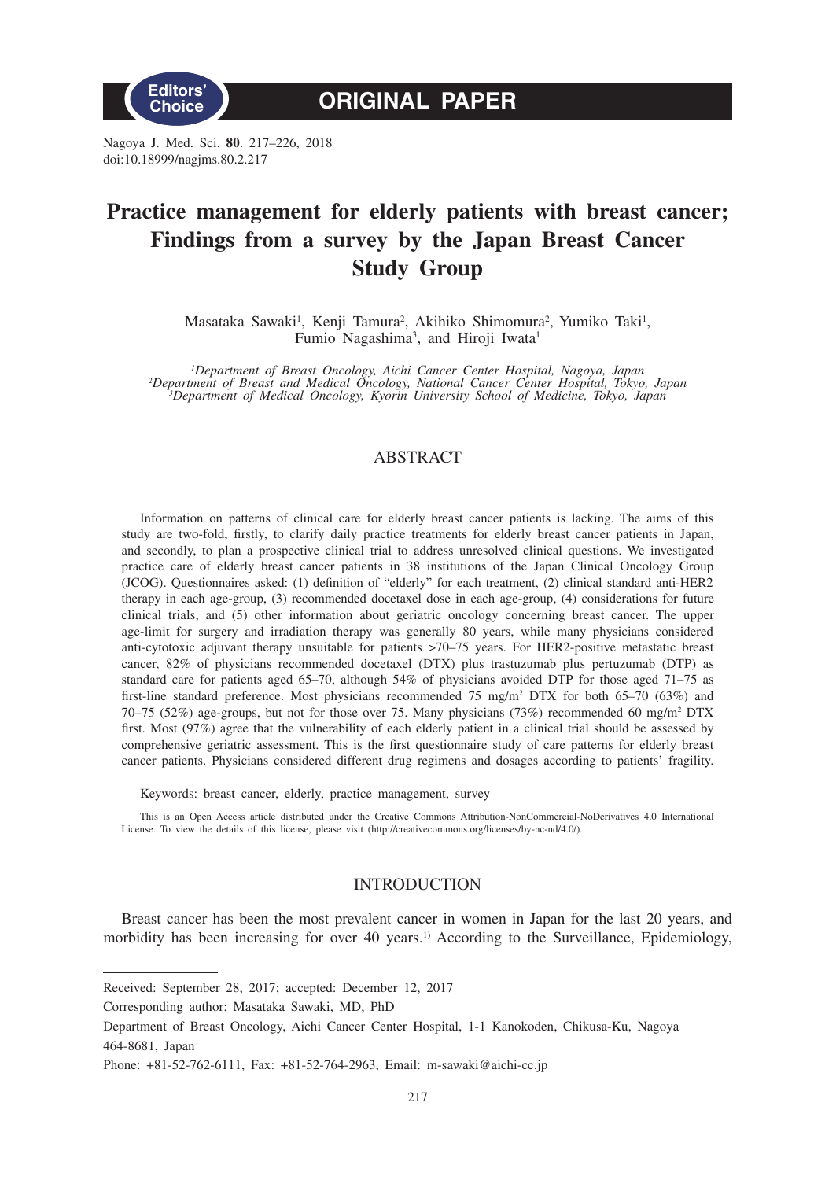Editors' Choice

ORIGINAL PAPER

Nagoya J. Med. Sci. **80**. 217–226, 2018
doi:10.18999/nagjms.80.2.217

# Practice management for elderly patients with breast cancer; Findings from a survey by the Japan Breast Cancer Study Group

Masataka Sawaki[1], Kenji Tamura[2], Akihiko Shimomura[2], Yumiko Taki[1], Fumio Nagashima[3], and Hiroji Iwata[1]

*[1]Department of Breast Oncology, Aichi Cancer Center Hospital, Nagoya, Japan*
*[2]Department of Breast and Medical Oncology, National Cancer Center Hospital, Tokyo, Japan*
*[3]Department of Medical Oncology, Kyorin University School of Medicine, Tokyo, Japan*

## ABSTRACT

Information on patterns of clinical care for elderly breast cancer patients is lacking. The aims of this study are two-fold, firstly, to clarify daily practice treatments for elderly breast cancer patients in Japan, and secondly, to plan a prospective clinical trial to address unresolved clinical questions. We investigated practice care of elderly breast cancer patients in 38 institutions of the Japan Clinical Oncology Group (JCOG). Questionnaires asked: (1) definition of "elderly" for each treatment, (2) clinical standard anti-HER2 therapy in each age-group, (3) recommended docetaxel dose in each age-group, (4) considerations for future clinical trials, and (5) other information about geriatric oncology concerning breast cancer. The upper age-limit for surgery and irradiation therapy was generally 80 years, while many physicians considered anti-cytotoxic adjuvant therapy unsuitable for patients >70–75 years. For HER2-positive metastatic breast cancer, 82% of physicians recommended docetaxel (DTX) plus trastuzumab plus pertuzumab (DTP) as standard care for patients aged 65–70, although 54% of physicians avoided DTP for those aged 71–75 as first-line standard preference. Most physicians recommended 75 mg/m$^2$ DTX for both 65–70 (63%) and 70–75 (52%) age-groups, but not for those over 75. Many physicians (73%) recommended 60 mg/m$^2$ DTX first. Most (97%) agree that the vulnerability of each elderly patient in a clinical trial should be assessed by comprehensive geriatric assessment. This is the first questionnaire study of care patterns for elderly breast cancer patients. Physicians considered different drug regimens and dosages according to patients' fragility.

Keywords: breast cancer, elderly, practice management, survey

This is an Open Access article distributed under the Creative Commons Attribution-NonCommercial-NoDerivatives 4.0 International License. To view the details of this license, please visit (http://creativecommons.org/licenses/by-nc-nd/4.0/).

## INTRODUCTION

Breast cancer has been the most prevalent cancer in women in Japan for the last 20 years, and morbidity has been increasing for over 40 years.[1)] According to the Surveillance, Epidemiology,

Received: September 28, 2017; accepted: December 12, 2017

Corresponding author: Masataka Sawaki, MD, PhD

Department of Breast Oncology, Aichi Cancer Center Hospital, 1-1 Kanokoden, Chikusa-Ku, Nagoya 464-8681, Japan

Phone: +81-52-762-6111, Fax: +81-52-764-2963, Email: m-sawaki@aichi-cc.jp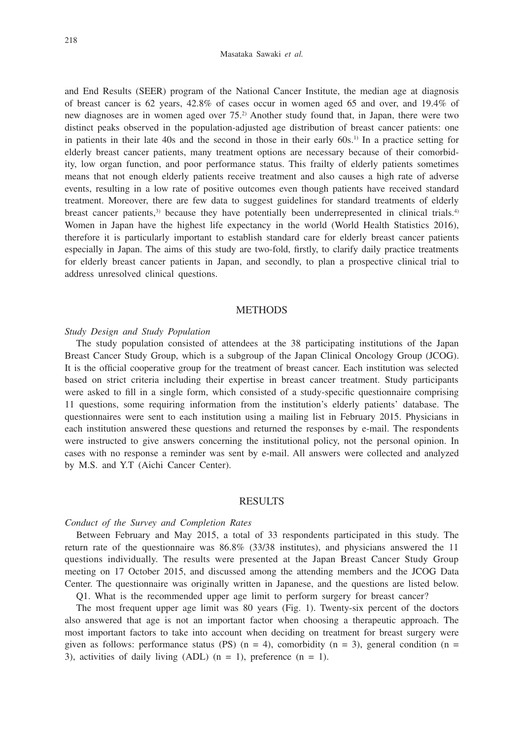and End Results (SEER) program of the National Cancer Institute, the median age at diagnosis of breast cancer is 62 years, 42.8% of cases occur in women aged 65 and over, and 19.4% of new diagnoses are in women aged over 75.[2] Another study found that, in Japan, there were two distinct peaks observed in the population-adjusted age distribution of breast cancer patients: one in patients in their late 40s and the second in those in their early 60s.[1] In a practice setting for elderly breast cancer patients, many treatment options are necessary because of their comorbidity, low organ function, and poor performance status. This frailty of elderly patients sometimes means that not enough elderly patients receive treatment and also causes a high rate of adverse events, resulting in a low rate of positive outcomes even though patients have received standard treatment. Moreover, there are few data to suggest guidelines for standard treatments of elderly breast cancer patients,[3] because they have potentially been underrepresented in clinical trials.[4] Women in Japan have the highest life expectancy in the world (World Health Statistics 2016), therefore it is particularly important to establish standard care for elderly breast cancer patients especially in Japan. The aims of this study are two-fold, firstly, to clarify daily practice treatments for elderly breast cancer patients in Japan, and secondly, to plan a prospective clinical trial to address unresolved clinical questions.

## METHODS

*Study Design and Study Population*

The study population consisted of attendees at the 38 participating institutions of the Japan Breast Cancer Study Group, which is a subgroup of the Japan Clinical Oncology Group (JCOG). It is the official cooperative group for the treatment of breast cancer. Each institution was selected based on strict criteria including their expertise in breast cancer treatment. Study participants were asked to fill in a single form, which consisted of a study-specific questionnaire comprising 11 questions, some requiring information from the institution's elderly patients' database. The questionnaires were sent to each institution using a mailing list in February 2015. Physicians in each institution answered these questions and returned the responses by e-mail. The respondents were instructed to give answers concerning the institutional policy, not the personal opinion. In cases with no response a reminder was sent by e-mail. All answers were collected and analyzed by M.S. and Y.T (Aichi Cancer Center).

## RESULTS

*Conduct of the Survey and Completion Rates*

Between February and May 2015, a total of 33 respondents participated in this study. The return rate of the questionnaire was 86.8% (33/38 institutes), and physicians answered the 11 questions individually. The results were presented at the Japan Breast Cancer Study Group meeting on 17 October 2015, and discussed among the attending members and the JCOG Data Center. The questionnaire was originally written in Japanese, and the questions are listed below.

Q1. What is the recommended upper age limit to perform surgery for breast cancer?

The most frequent upper age limit was 80 years (Fig. 1). Twenty-six percent of the doctors also answered that age is not an important factor when choosing a therapeutic approach. The most important factors to take into account when deciding on treatment for breast surgery were given as follows: performance status (PS) (n = 4), comorbidity (n = 3), general condition (n = 3), activities of daily living (ADL) (n = 1), preference (n = 1).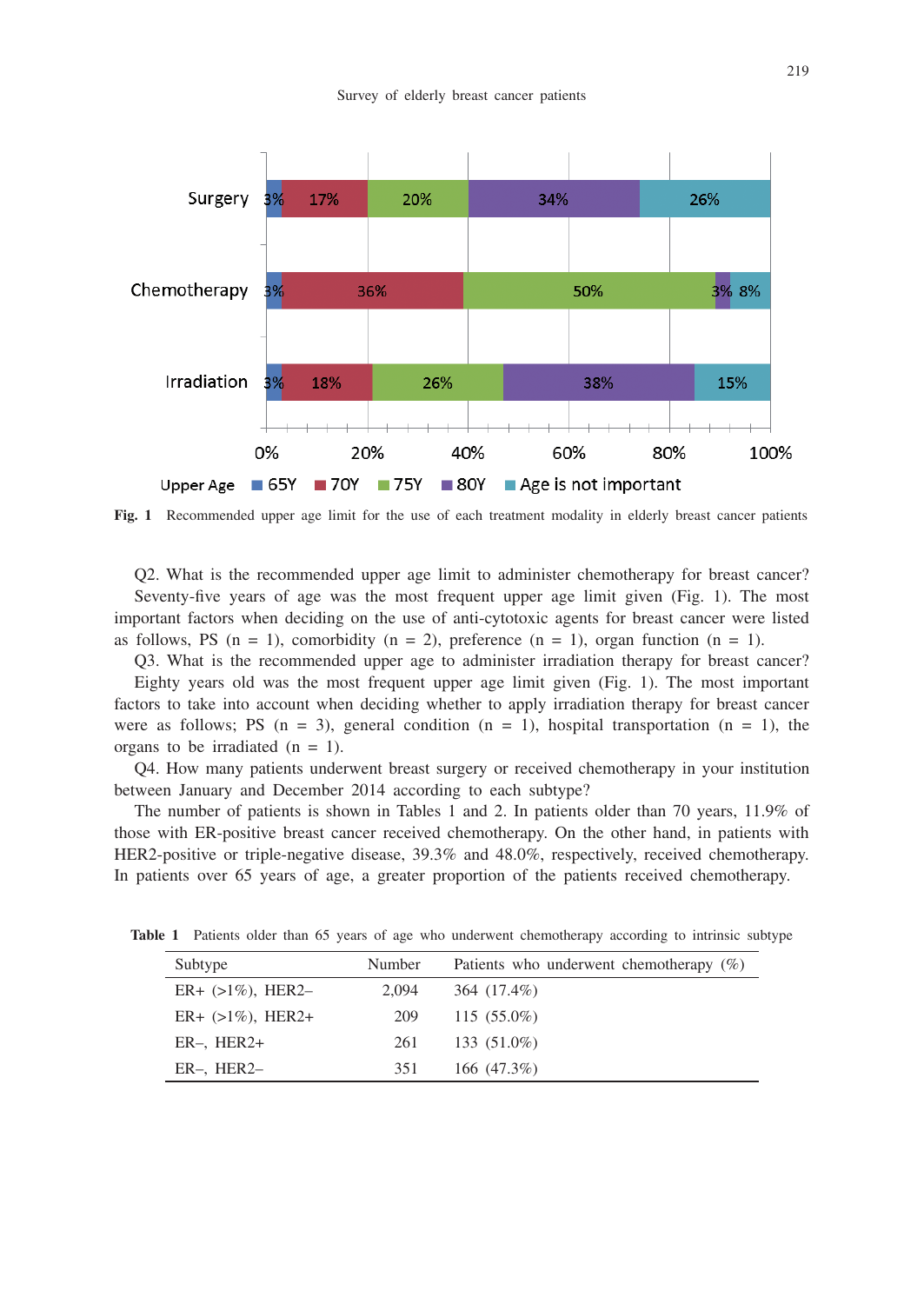Fig. 1 Recommended upper age limit for the use of each treatment modality in elderly breast cancer patients

Q2. What is the recommended upper age limit to administer chemotherapy for breast cancer?

Seventy-five years of age was the most frequent upper age limit given (Fig. 1). The most important factors when deciding on the use of anti-cytotoxic agents for breast cancer were listed as follows, PS (n = 1), comorbidity (n = 2), preference (n = 1), organ function (n = 1).

Q3. What is the recommended upper age to administer irradiation therapy for breast cancer?

Eighty years old was the most frequent upper age limit given (Fig. 1). The most important factors to take into account when deciding whether to apply irradiation therapy for breast cancer were as follows; PS (n = 3), general condition (n = 1), hospital transportation (n = 1), the organs to be irradiated (n = 1).

Q4. How many patients underwent breast surgery or received chemotherapy in your institution between January and December 2014 according to each subtype?

The number of patients is shown in Tables 1 and 2. In patients older than 70 years, 11.9% of those with ER-positive breast cancer received chemotherapy. On the other hand, in patients with HER2-positive or triple-negative disease, 39.3% and 48.0%, respectively, received chemotherapy. In patients over 65 years of age, a greater proportion of the patients received chemotherapy.

**Table 1** Patients older than 65 years of age who underwent chemotherapy according to intrinsic subtype

| Subtype | Number | Patients who underwent chemotherapy (%) |
|---|---|---|
| ER+ (>1%), HER2– | 2,094 | 364 (17.4%) |
| ER+ (>1%), HER2+ | 209 | 115 (55.0%) |
| ER–, HER2+ | 261 | 133 (51.0%) |
| ER–, HER2– | 351 | 166 (47.3%) |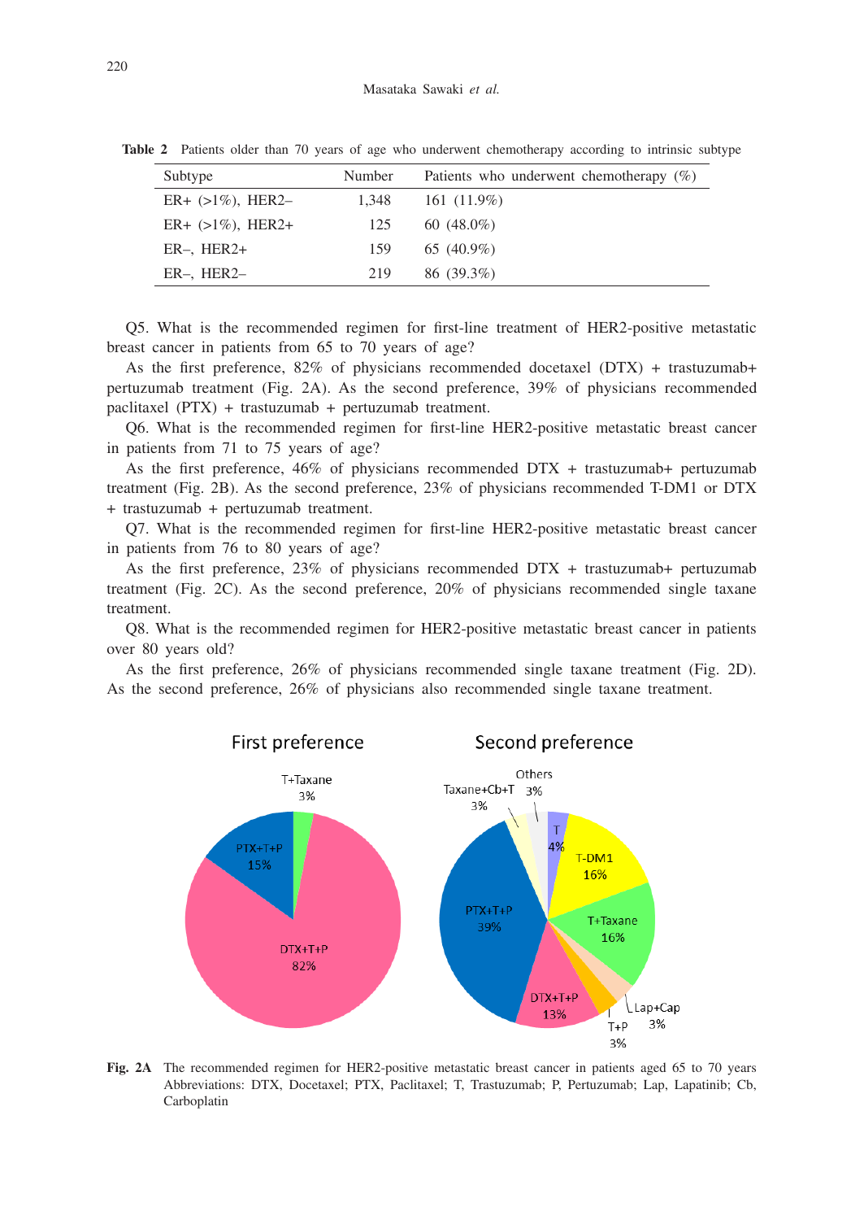**Table 2** Patients older than 70 years of age who underwent chemotherapy according to intrinsic subtype

| Subtype | Number | Patients who underwent chemotherapy (%) |
|---|---|---|
| ER+ (>1%), HER2– | 1,348 | 161 (11.9%) |
| ER+ (>1%), HER2+ | 125 | 60 (48.0%) |
| ER–, HER2+ | 159 | 65 (40.9%) |
| ER–, HER2– | 219 | 86 (39.3%) |

Q5. What is the recommended regimen for first-line treatment of HER2-positive metastatic breast cancer in patients from 65 to 70 years of age?

As the first preference, 82% of physicians recommended docetaxel (DTX) + trastuzumab+ pertuzumab treatment (Fig. 2A). As the second preference, 39% of physicians recommended paclitaxel (PTX) + trastuzumab + pertuzumab treatment.

Q6. What is the recommended regimen for first-line HER2-positive metastatic breast cancer in patients from 71 to 75 years of age?

As the first preference, 46% of physicians recommended DTX + trastuzumab+ pertuzumab treatment (Fig. 2B). As the second preference, 23% of physicians recommended T-DM1 or DTX + trastuzumab + pertuzumab treatment.

Q7. What is the recommended regimen for first-line HER2-positive metastatic breast cancer in patients from 76 to 80 years of age?

As the first preference, 23% of physicians recommended DTX + trastuzumab+ pertuzumab treatment (Fig. 2C). As the second preference, 20% of physicians recommended single taxane treatment.

Q8. What is the recommended regimen for HER2-positive metastatic breast cancer in patients over 80 years old?

As the first preference, 26% of physicians recommended single taxane treatment (Fig. 2D). As the second preference, 26% of physicians also recommended single taxane treatment.

First preference: DTX+T+P 82%; PTX+T+P 15%; T+Taxane 3%

Second preference: PTX+T+P 39%; T-DM1 16%; T+Taxane 16%; DTX+T+P 13%; T 4%; Taxane+Cb+T 3%; Others 3%; Lap+Cap 3%; T+P 3%

**Fig. 2A** The recommended regimen for HER2-positive metastatic breast cancer in patients aged 65 to 70 years
Abbreviations: DTX, Docetaxel; PTX, Paclitaxel; T, Trastuzumab; P, Pertuzumab; Lap, Lapatinib; Cb, Carboplatin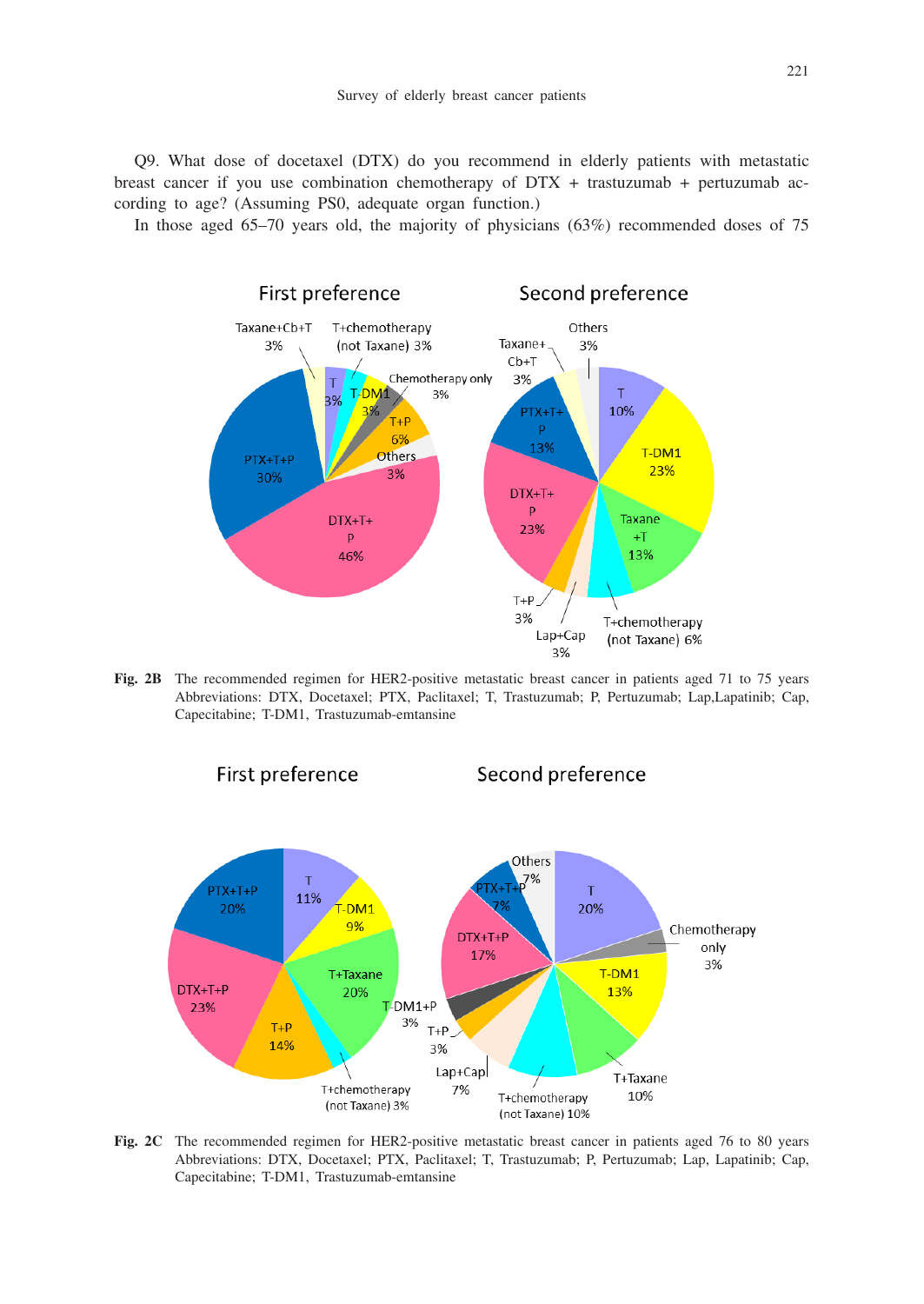Q9. What dose of docetaxel (DTX) do you recommend in elderly patients with metastatic breast cancer if you use combination chemotherapy of DTX + trastuzumab + pertuzumab according to age? (Assuming PS0, adequate organ function.)

In those aged 65–70 years old, the majority of physicians (63%) recommended doses of 75

**Fig. 2B** The recommended regimen for HER2-positive metastatic breast cancer in patients aged 71 to 75 years Abbreviations: DTX, Docetaxel; PTX, Paclitaxel; T, Trastuzumab; P, Pertuzumab; Lap,Lapatinib; Cap, Capecitabine; T-DM1, Trastuzumab-emtansine

**Fig. 2C** The recommended regimen for HER2-positive metastatic breast cancer in patients aged 76 to 80 years Abbreviations: DTX, Docetaxel; PTX, Paclitaxel; T, Trastuzumab; P, Pertuzumab; Lap, Lapatinib; Cap, Capecitabine; T-DM1, Trastuzumab-emtansine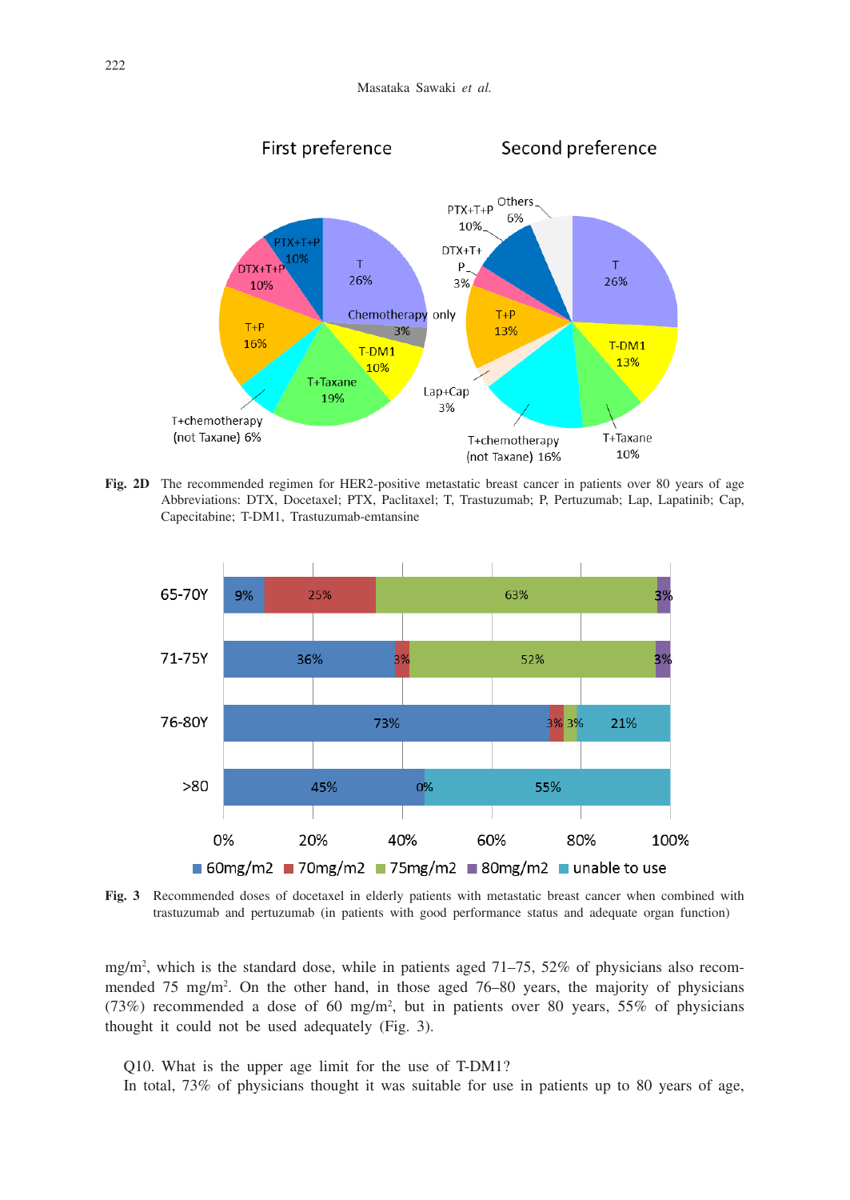**Fig. 2D** The recommended regimen for HER2-positive metastatic breast cancer in patients over 80 years of age Abbreviations: DTX, Docetaxel; PTX, Paclitaxel; T, Trastuzumab; P, Pertuzumab; Lap, Lapatinib; Cap, Capecitabine; T-DM1, Trastuzumab-emtansine

**Fig. 3** Recommended doses of docetaxel in elderly patients with metastatic breast cancer when combined with trastuzumab and pertuzumab (in patients with good performance status and adequate organ function)

mg/m$^2$, which is the standard dose, while in patients aged 71–75, 52% of physicians also recommended 75 mg/m$^2$. On the other hand, in those aged 76–80 years, the majority of physicians (73%) recommended a dose of 60 mg/m$^2$, but in patients over 80 years, 55% of physicians thought it could not be used adequately (Fig. 3).

Q10. What is the upper age limit for the use of T-DM1?

In total, 73% of physicians thought it was suitable for use in patients up to 80 years of age,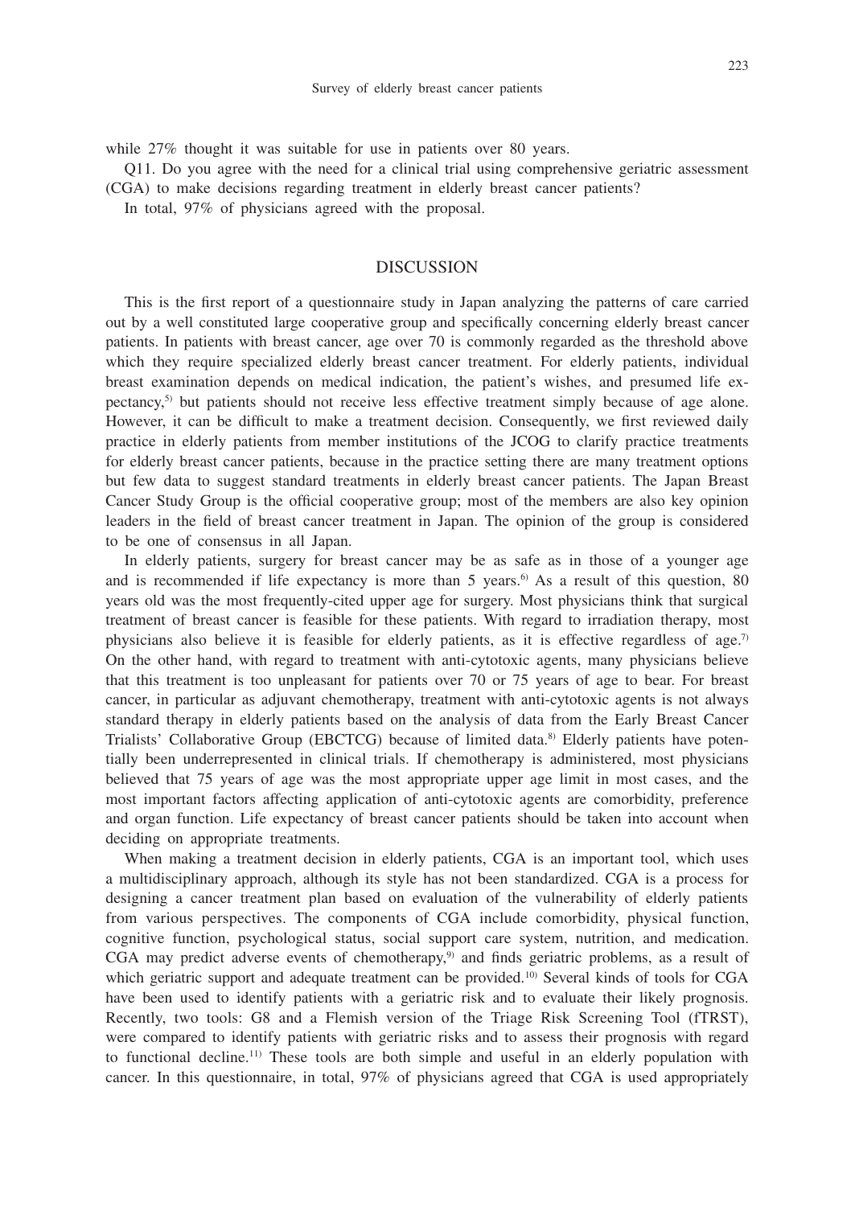while 27% thought it was suitable for use in patients over 80 years.

Q11. Do you agree with the need for a clinical trial using comprehensive geriatric assessment (CGA) to make decisions regarding treatment in elderly breast cancer patients?

In total, 97% of physicians agreed with the proposal.

## DISCUSSION

This is the first report of a questionnaire study in Japan analyzing the patterns of care carried out by a well constituted large cooperative group and specifically concerning elderly breast cancer patients. In patients with breast cancer, age over 70 is commonly regarded as the threshold above which they require specialized elderly breast cancer treatment. For elderly patients, individual breast examination depends on medical indication, the patient's wishes, and presumed life expectancy,[5] but patients should not receive less effective treatment simply because of age alone. However, it can be difficult to make a treatment decision. Consequently, we first reviewed daily practice in elderly patients from member institutions of the JCOG to clarify practice treatments for elderly breast cancer patients, because in the practice setting there are many treatment options but few data to suggest standard treatments in elderly breast cancer patients. The Japan Breast Cancer Study Group is the official cooperative group; most of the members are also key opinion leaders in the field of breast cancer treatment in Japan. The opinion of the group is considered to be one of consensus in all Japan.

In elderly patients, surgery for breast cancer may be as safe as in those of a younger age and is recommended if life expectancy is more than 5 years.[6] As a result of this question, 80 years old was the most frequently-cited upper age for surgery. Most physicians think that surgical treatment of breast cancer is feasible for these patients. With regard to irradiation therapy, most physicians also believe it is feasible for elderly patients, as it is effective regardless of age.[7] On the other hand, with regard to treatment with anti-cytotoxic agents, many physicians believe that this treatment is too unpleasant for patients over 70 or 75 years of age to bear. For breast cancer, in particular as adjuvant chemotherapy, treatment with anti-cytotoxic agents is not always standard therapy in elderly patients based on the analysis of data from the Early Breast Cancer Trialists' Collaborative Group (EBCTCG) because of limited data.[8] Elderly patients have potentially been underrepresented in clinical trials. If chemotherapy is administered, most physicians believed that 75 years of age was the most appropriate upper age limit in most cases, and the most important factors affecting application of anti-cytotoxic agents are comorbidity, preference and organ function. Life expectancy of breast cancer patients should be taken into account when deciding on appropriate treatments.

When making a treatment decision in elderly patients, CGA is an important tool, which uses a multidisciplinary approach, although its style has not been standardized. CGA is a process for designing a cancer treatment plan based on evaluation of the vulnerability of elderly patients from various perspectives. The components of CGA include comorbidity, physical function, cognitive function, psychological status, social support care system, nutrition, and medication. CGA may predict adverse events of chemotherapy,[9] and finds geriatric problems, as a result of which geriatric support and adequate treatment can be provided.[10] Several kinds of tools for CGA have been used to identify patients with a geriatric risk and to evaluate their likely prognosis. Recently, two tools: G8 and a Flemish version of the Triage Risk Screening Tool (fTRST), were compared to identify patients with geriatric risks and to assess their prognosis with regard to functional decline.[11] These tools are both simple and useful in an elderly population with cancer. In this questionnaire, in total, 97% of physicians agreed that CGA is used appropriately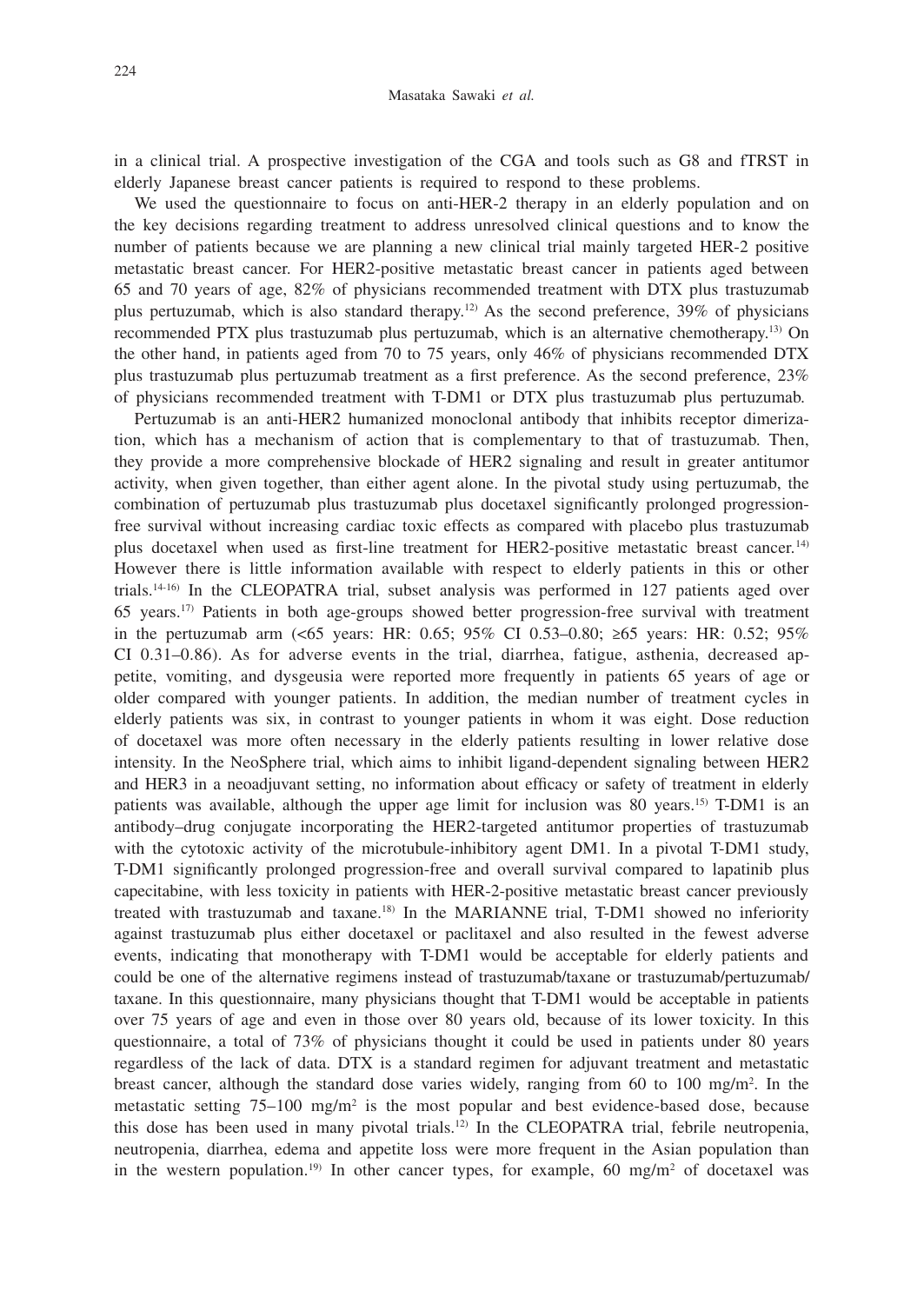in a clinical trial. A prospective investigation of the CGA and tools such as G8 and fTRST in elderly Japanese breast cancer patients is required to respond to these problems.

We used the questionnaire to focus on anti-HER-2 therapy in an elderly population and on the key decisions regarding treatment to address unresolved clinical questions and to know the number of patients because we are planning a new clinical trial mainly targeted HER-2 positive metastatic breast cancer. For HER2-positive metastatic breast cancer in patients aged between 65 and 70 years of age, 82% of physicians recommended treatment with DTX plus trastuzumab plus pertuzumab, which is also standard therapy.[12] As the second preference, 39% of physicians recommended PTX plus trastuzumab plus pertuzumab, which is an alternative chemotherapy.[13] On the other hand, in patients aged from 70 to 75 years, only 46% of physicians recommended DTX plus trastuzumab plus pertuzumab treatment as a first preference. As the second preference, 23% of physicians recommended treatment with T-DM1 or DTX plus trastuzumab plus pertuzumab.

Pertuzumab is an anti-HER2 humanized monoclonal antibody that inhibits receptor dimerization, which has a mechanism of action that is complementary to that of trastuzumab. Then, they provide a more comprehensive blockade of HER2 signaling and result in greater antitumor activity, when given together, than either agent alone. In the pivotal study using pertuzumab, the combination of pertuzumab plus trastuzumab plus docetaxel significantly prolonged progression-free survival without increasing cardiac toxic effects as compared with placebo plus trastuzumab plus docetaxel when used as first-line treatment for HER2-positive metastatic breast cancer.[14] However there is little information available with respect to elderly patients in this or other trials.[14-16] In the CLEOPATRA trial, subset analysis was performed in 127 patients aged over 65 years.[17] Patients in both age-groups showed better progression-free survival with treatment in the pertuzumab arm (<65 years: HR: 0.65; 95% CI 0.53–0.80; ≥65 years: HR: 0.52; 95% CI 0.31–0.86). As for adverse events in the trial, diarrhea, fatigue, asthenia, decreased appetite, vomiting, and dysgeusia were reported more frequently in patients 65 years of age or older compared with younger patients. In addition, the median number of treatment cycles in elderly patients was six, in contrast to younger patients in whom it was eight. Dose reduction of docetaxel was more often necessary in the elderly patients resulting in lower relative dose intensity. In the NeoSphere trial, which aims to inhibit ligand-dependent signaling between HER2 and HER3 in a neoadjuvant setting, no information about efficacy or safety of treatment in elderly patients was available, although the upper age limit for inclusion was 80 years.[15] T-DM1 is an antibody–drug conjugate incorporating the HER2-targeted antitumor properties of trastuzumab with the cytotoxic activity of the microtubule-inhibitory agent DM1. In a pivotal T-DM1 study, T-DM1 significantly prolonged progression-free and overall survival compared to lapatinib plus capecitabine, with less toxicity in patients with HER-2-positive metastatic breast cancer previously treated with trastuzumab and taxane.[18] In the MARIANNE trial, T-DM1 showed no inferiority against trastuzumab plus either docetaxel or paclitaxel and also resulted in the fewest adverse events, indicating that monotherapy with T-DM1 would be acceptable for elderly patients and could be one of the alternative regimens instead of trastuzumab/taxane or trastuzumab/pertuzumab/taxane. In this questionnaire, many physicians thought that T-DM1 would be acceptable in patients over 75 years of age and even in those over 80 years old, because of its lower toxicity. In this questionnaire, a total of 73% of physicians thought it could be used in patients under 80 years regardless of the lack of data. DTX is a standard regimen for adjuvant treatment and metastatic breast cancer, although the standard dose varies widely, ranging from 60 to 100 mg/m$^2$. In the metastatic setting 75–100 mg/m$^2$ is the most popular and best evidence-based dose, because this dose has been used in many pivotal trials.[12] In the CLEOPATRA trial, febrile neutropenia, neutropenia, diarrhea, edema and appetite loss were more frequent in the Asian population than in the western population.[19] In other cancer types, for example, 60 mg/m$^2$ of docetaxel was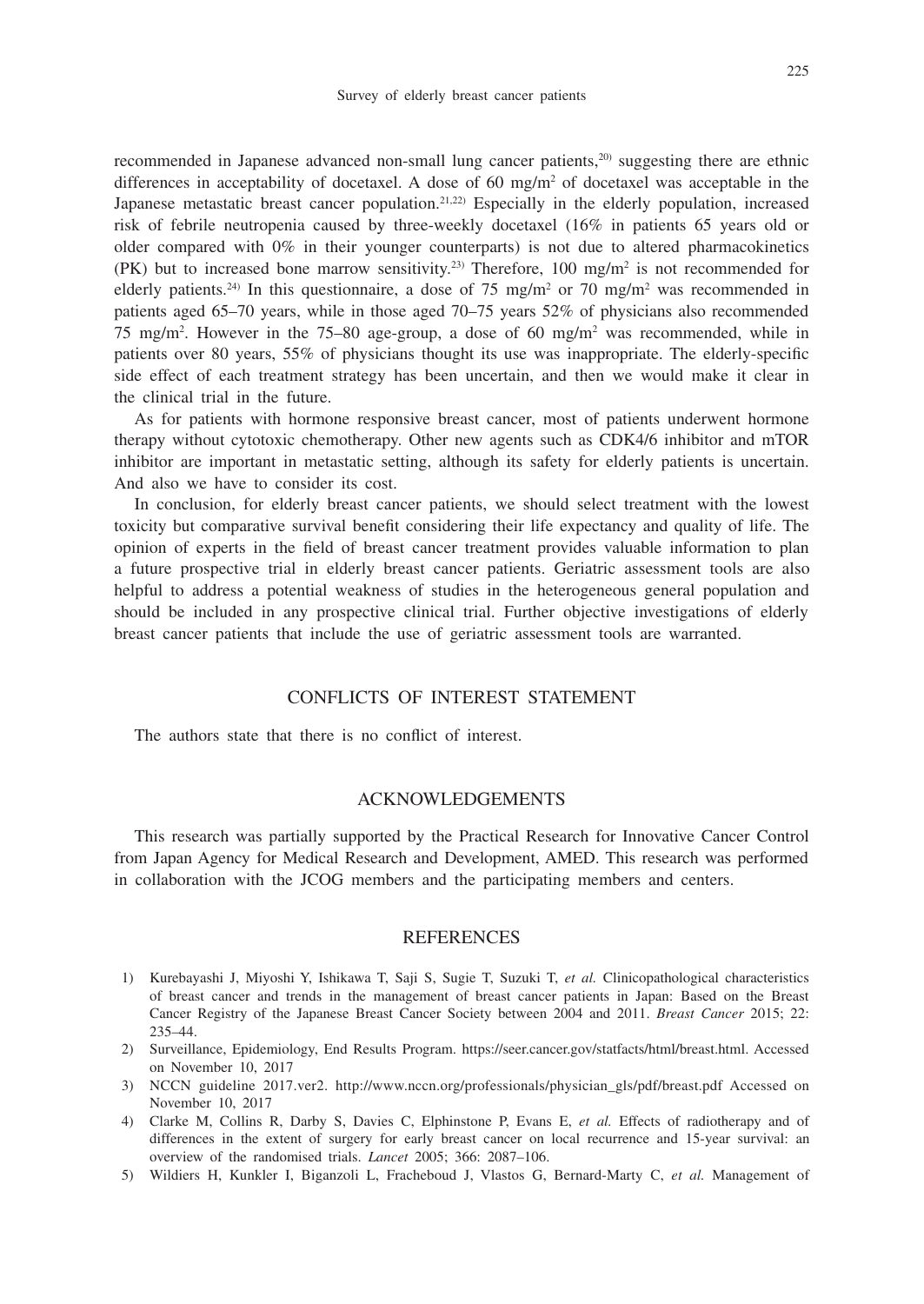recommended in Japanese advanced non-small lung cancer patients,[20] suggesting there are ethnic differences in acceptability of docetaxel. A dose of 60 mg/m$^2$ of docetaxel was acceptable in the Japanese metastatic breast cancer population.[21,22] Especially in the elderly population, increased risk of febrile neutropenia caused by three-weekly docetaxel (16% in patients 65 years old or older compared with 0% in their younger counterparts) is not due to altered pharmacokinetics (PK) but to increased bone marrow sensitivity.[23] Therefore, 100 mg/m$^2$ is not recommended for elderly patients.[24] In this questionnaire, a dose of 75 mg/m$^2$ or 70 mg/m$^2$ was recommended in patients aged 65–70 years, while in those aged 70–75 years 52% of physicians also recommended 75 mg/m$^2$. However in the 75–80 age-group, a dose of 60 mg/m$^2$ was recommended, while in patients over 80 years, 55% of physicians thought its use was inappropriate. The elderly-specific side effect of each treatment strategy has been uncertain, and then we would make it clear in the clinical trial in the future.

As for patients with hormone responsive breast cancer, most of patients underwent hormone therapy without cytotoxic chemotherapy. Other new agents such as CDK4/6 inhibitor and mTOR inhibitor are important in metastatic setting, although its safety for elderly patients is uncertain. And also we have to consider its cost.

In conclusion, for elderly breast cancer patients, we should select treatment with the lowest toxicity but comparative survival benefit considering their life expectancy and quality of life. The opinion of experts in the field of breast cancer treatment provides valuable information to plan a future prospective trial in elderly breast cancer patients. Geriatric assessment tools are also helpful to address a potential weakness of studies in the heterogeneous general population and should be included in any prospective clinical trial. Further objective investigations of elderly breast cancer patients that include the use of geriatric assessment tools are warranted.

## CONFLICTS OF INTEREST STATEMENT

The authors state that there is no conflict of interest.

## ACKNOWLEDGEMENTS

This research was partially supported by the Practical Research for Innovative Cancer Control from Japan Agency for Medical Research and Development, AMED. This research was performed in collaboration with the JCOG members and the participating members and centers.

## REFERENCES

1) Kurebayashi J, Miyoshi Y, Ishikawa T, Saji S, Sugie T, Suzuki T, *et al.* Clinicopathological characteristics of breast cancer and trends in the management of breast cancer patients in Japan: Based on the Breast Cancer Registry of the Japanese Breast Cancer Society between 2004 and 2011. *Breast Cancer* 2015; 22: 235–44.
2) Surveillance, Epidemiology, End Results Program. https://seer.cancer.gov/statfacts/html/breast.html. Accessed on November 10, 2017
3) NCCN guideline 2017.ver2. http://www.nccn.org/professionals/physician_gls/pdf/breast.pdf Accessed on November 10, 2017
4) Clarke M, Collins R, Darby S, Davies C, Elphinstone P, Evans E, *et al.* Effects of radiotherapy and of differences in the extent of surgery for early breast cancer on local recurrence and 15-year survival: an overview of the randomised trials. *Lancet* 2005; 366: 2087–106.
5) Wildiers H, Kunkler I, Biganzoli L, Fracheboud J, Vlastos G, Bernard-Marty C, *et al.* Management of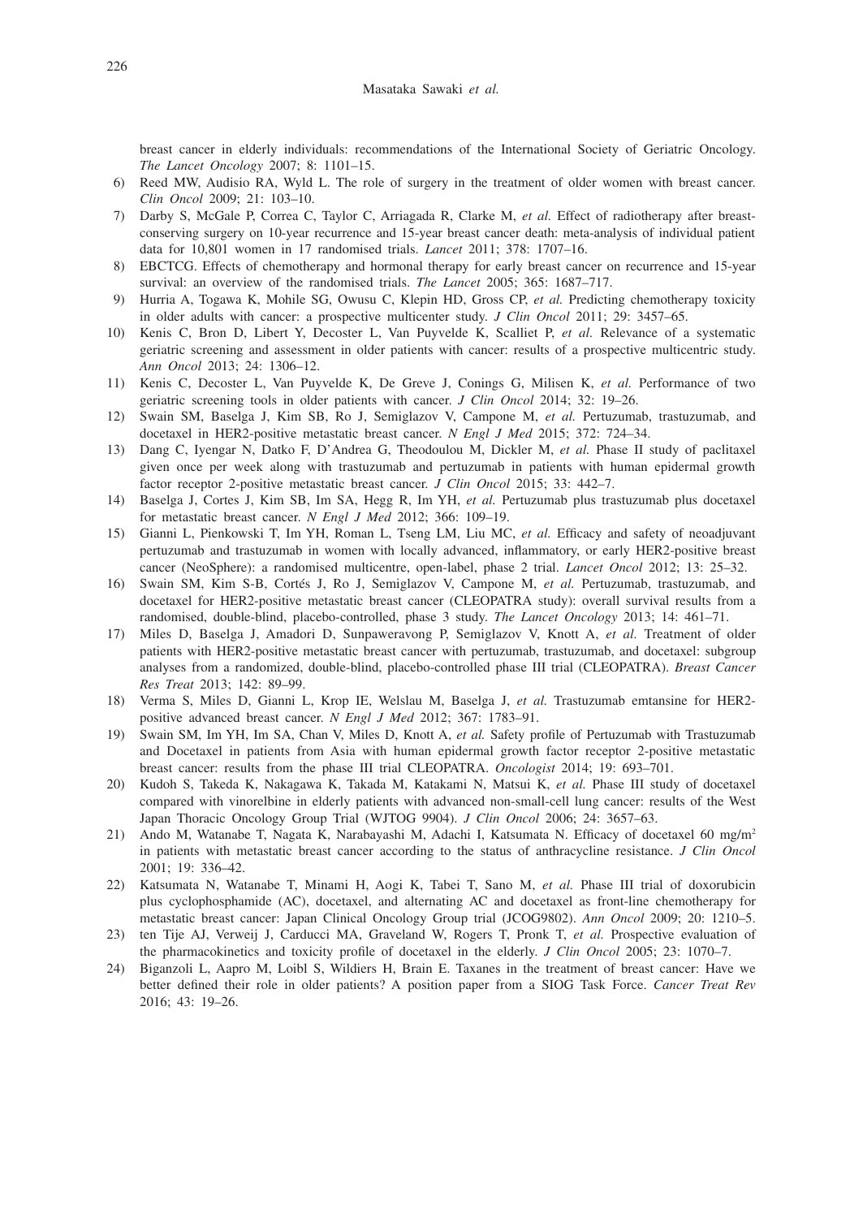breast cancer in elderly individuals: recommendations of the International Society of Geriatric Oncology. *The Lancet Oncology* 2007; 8: 1101–15.

6) Reed MW, Audisio RA, Wyld L. The role of surgery in the treatment of older women with breast cancer. *Clin Oncol* 2009; 21: 103–10.
7) Darby S, McGale P, Correa C, Taylor C, Arriagada R, Clarke M, *et al.* Effect of radiotherapy after breast-conserving surgery on 10-year recurrence and 15-year breast cancer death: meta-analysis of individual patient data for 10,801 women in 17 randomised trials. *Lancet* 2011; 378: 1707–16.
8) EBCTCG. Effects of chemotherapy and hormonal therapy for early breast cancer on recurrence and 15-year survival: an overview of the randomised trials. *The Lancet* 2005; 365: 1687–717.
9) Hurria A, Togawa K, Mohile SG, Owusu C, Klepin HD, Gross CP, *et al.* Predicting chemotherapy toxicity in older adults with cancer: a prospective multicenter study. *J Clin Oncol* 2011; 29: 3457–65.
10) Kenis C, Bron D, Libert Y, Decoster L, Van Puyvelde K, Scalliet P, *et al.* Relevance of a systematic geriatric screening and assessment in older patients with cancer: results of a prospective multicentric study. *Ann Oncol* 2013; 24: 1306–12.
11) Kenis C, Decoster L, Van Puyvelde K, De Greve J, Conings G, Milisen K, *et al.* Performance of two geriatric screening tools in older patients with cancer. *J Clin Oncol* 2014; 32: 19–26.
12) Swain SM, Baselga J, Kim SB, Ro J, Semiglazov V, Campone M, *et al.* Pertuzumab, trastuzumab, and docetaxel in HER2-positive metastatic breast cancer. *N Engl J Med* 2015; 372: 724–34.
13) Dang C, Iyengar N, Datko F, D'Andrea G, Theodoulou M, Dickler M, *et al.* Phase II study of paclitaxel given once per week along with trastuzumab and pertuzumab in patients with human epidermal growth factor receptor 2-positive metastatic breast cancer. *J Clin Oncol* 2015; 33: 442–7.
14) Baselga J, Cortes J, Kim SB, Im SA, Hegg R, Im YH, *et al.* Pertuzumab plus trastuzumab plus docetaxel for metastatic breast cancer. *N Engl J Med* 2012; 366: 109–19.
15) Gianni L, Pienkowski T, Im YH, Roman L, Tseng LM, Liu MC, *et al.* Efficacy and safety of neoadjuvant pertuzumab and trastuzumab in women with locally advanced, inflammatory, or early HER2-positive breast cancer (NeoSphere): a randomised multicentre, open-label, phase 2 trial. *Lancet Oncol* 2012; 13: 25–32.
16) Swain SM, Kim S-B, Cortés J, Ro J, Semiglazov V, Campone M, *et al.* Pertuzumab, trastuzumab, and docetaxel for HER2-positive metastatic breast cancer (CLEOPATRA study): overall survival results from a randomised, double-blind, placebo-controlled, phase 3 study. *The Lancet Oncology* 2013; 14: 461–71.
17) Miles D, Baselga J, Amadori D, Sunpaweravong P, Semiglazov V, Knott A, *et al.* Treatment of older patients with HER2-positive metastatic breast cancer with pertuzumab, trastuzumab, and docetaxel: subgroup analyses from a randomized, double-blind, placebo-controlled phase III trial (CLEOPATRA). *Breast Cancer Res Treat* 2013; 142: 89–99.
18) Verma S, Miles D, Gianni L, Krop IE, Welslau M, Baselga J, *et al.* Trastuzumab emtansine for HER2-positive advanced breast cancer. *N Engl J Med* 2012; 367: 1783–91.
19) Swain SM, Im YH, Im SA, Chan V, Miles D, Knott A, *et al.* Safety profile of Pertuzumab with Trastuzumab and Docetaxel in patients from Asia with human epidermal growth factor receptor 2-positive metastatic breast cancer: results from the phase III trial CLEOPATRA. *Oncologist* 2014; 19: 693–701.
20) Kudoh S, Takeda K, Nakagawa K, Takada M, Katakami N, Matsui K, *et al.* Phase III study of docetaxel compared with vinorelbine in elderly patients with advanced non-small-cell lung cancer: results of the West Japan Thoracic Oncology Group Trial (WJTOG 9904). *J Clin Oncol* 2006; 24: 3657–63.
21) Ando M, Watanabe T, Nagata K, Narabayashi M, Adachi I, Katsumata N. Efficacy of docetaxel 60 mg/m$^2$ in patients with metastatic breast cancer according to the status of anthracycline resistance. *J Clin Oncol* 2001; 19: 336–42.
22) Katsumata N, Watanabe T, Minami H, Aogi K, Tabei T, Sano M, *et al.* Phase III trial of doxorubicin plus cyclophosphamide (AC), docetaxel, and alternating AC and docetaxel as front-line chemotherapy for metastatic breast cancer: Japan Clinical Oncology Group trial (JCOG9802). *Ann Oncol* 2009; 20: 1210–5.
23) ten Tije AJ, Verweij J, Carducci MA, Graveland W, Rogers T, Pronk T, *et al.* Prospective evaluation of the pharmacokinetics and toxicity profile of docetaxel in the elderly. *J Clin Oncol* 2005; 23: 1070–7.
24) Biganzoli L, Aapro M, Loibl S, Wildiers H, Brain E. Taxanes in the treatment of breast cancer: Have we better defined their role in older patients? A position paper from a SIOG Task Force. *Cancer Treat Rev* 2016; 43: 19–26.